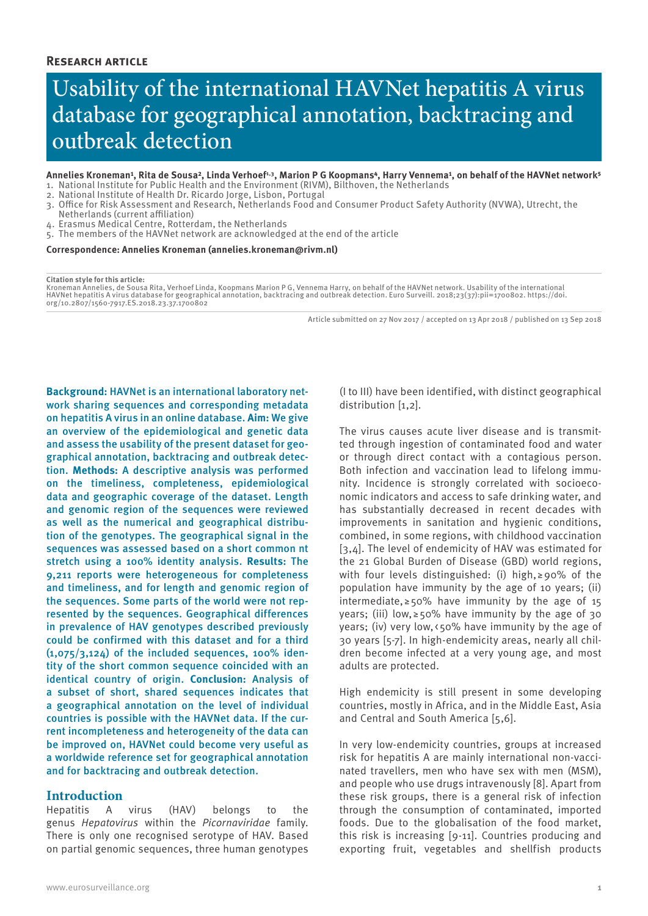**Research article**

# Usability of the international HAVNet hepatitis A virus database for geographical annotation, backtracing and outbreak detection

**Annelies Kroneman[1], Rita de Sousa[2], Linda Verhoef[1,3], Marion P G Koopmans[4], Harry Vennema[1], on behalf of the HAVNet network[5]**

1. National Institute for Public Health and the Environment (RIVM), Bilthoven, the Netherlands
2. National Institute of Health Dr. Ricardo Jorge, Lisbon, Portugal
3. Office for Risk Assessment and Research, Netherlands Food and Consumer Product Safety Authority (NVWA), Utrecht, the Netherlands (current affiliation)
4. Erasmus Medical Centre, Rotterdam, the Netherlands
5. The members of the HAVNet network are acknowledged at the end of the article

**Correspondence: Annelies Kroneman (annelies.kroneman@rivm.nl)**

**Citation style for this article:**
Kroneman Annelies, de Sousa Rita, Verhoef Linda, Koopmans Marion P G, Vennema Harry, on behalf of the HAVNet network. Usability of the international HAVNet hepatitis A virus database for geographical annotation, backtracing and outbreak detection. Euro Surveill. 2018;23(37):pii=1700802. https://doi.org/10.2807/1560-7917.ES.2018.23.37.1700802

Article submitted on 27 Nov 2017 / accepted on 13 Apr 2018 / published on 13 Sep 2018

**Background:** HAVNet is an international laboratory network sharing sequences and corresponding metadata on hepatitis A virus in an online database. **Aim:** We give an overview of the epidemiological and genetic data and assess the usability of the present dataset for geographical annotation, backtracing and outbreak detection. **Methods:** A descriptive analysis was performed on the timeliness, completeness, epidemiological data and geographic coverage of the dataset. Length and genomic region of the sequences were reviewed as well as the numerical and geographical distribution of the genotypes. The geographical signal in the sequences was assessed based on a short common nt stretch using a 100% identity analysis. **Results:** The 9,211 reports were heterogeneous for completeness and timeliness, and for length and genomic region of the sequences. Some parts of the world were not represented by the sequences. Geographical differences in prevalence of HAV genotypes described previously could be confirmed with this dataset and for a third (1,075/3,124) of the included sequences, 100% identity of the short common sequence coincided with an identical country of origin. **Conclusion:** Analysis of a subset of short, shared sequences indicates that a geographical annotation on the level of individual countries is possible with the HAVNet data. If the current incompleteness and heterogeneity of the data can be improved on, HAVNet could become very useful as a worldwide reference set for geographical annotation and for backtracing and outbreak detection.

## Introduction

Hepatitis A virus (HAV) belongs to the genus *Hepatovirus* within the *Picornaviridae* family. There is only one recognised serotype of HAV. Based on partial genomic sequences, three human genotypes (I to III) have been identified, with distinct geographical distribution [1,2].

The virus causes acute liver disease and is transmitted through ingestion of contaminated food and water or through direct contact with a contagious person. Both infection and vaccination lead to lifelong immunity. Incidence is strongly correlated with socioeconomic indicators and access to safe drinking water, and has substantially decreased in recent decades with improvements in sanitation and hygienic conditions, combined, in some regions, with childhood vaccination [3,4]. The level of endemicity of HAV was estimated for the 21 Global Burden of Disease (GBD) world regions, with four levels distinguished: (i) high, ≥ 90% of the population have immunity by the age of 10 years; (ii) intermediate, ≥ 50% have immunity by the age of 15 years; (iii) low, ≥ 50% have immunity by the age of 30 years; (iv) very low, < 50% have immunity by the age of 30 years [5-7]. In high-endemicity areas, nearly all children become infected at a very young age, and most adults are protected.

High endemicity is still present in some developing countries, mostly in Africa, and in the Middle East, Asia and Central and South America [5,6].

In very low-endemicity countries, groups at increased risk for hepatitis A are mainly international non-vaccinated travellers, men who have sex with men (MSM), and people who use drugs intravenously [8]. Apart from these risk groups, there is a general risk of infection through the consumption of contaminated, imported foods. Due to the globalisation of the food market, this risk is increasing [9-11]. Countries producing and exporting fruit, vegetables and shellfish products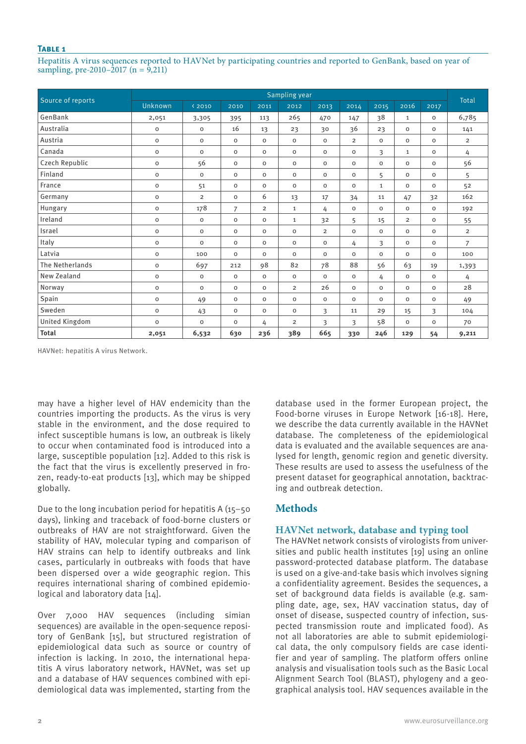**Table 1**

Hepatitis A virus sequences reported to HAVNet by participating countries and reported to GenBank, based on year of sampling, pre-2010–2017 (n = 9,211)

| Source of reports | Sampling year | | | | | | | | | | Total |
|---|---|---|---|---|---|---|---|---|---|---|---|
| | Unknown | ‹ 2010 | 2010 | 2011 | 2012 | 2013 | 2014 | 2015 | 2016 | 2017 | |
| GenBank | 2,051 | 3,305 | 395 | 113 | 265 | 470 | 147 | 38 | 1 | 0 | 6,785 |
| Australia | 0 | 0 | 16 | 13 | 23 | 30 | 36 | 23 | 0 | 0 | 141 |
| Austria | 0 | 0 | 0 | 0 | 0 | 0 | 2 | 0 | 0 | 0 | 2 |
| Canada | 0 | 0 | 0 | 0 | 0 | 0 | 0 | 3 | 1 | 0 | 4 |
| Czech Republic | 0 | 56 | 0 | 0 | 0 | 0 | 0 | 0 | 0 | 0 | 56 |
| Finland | 0 | 0 | 0 | 0 | 0 | 0 | 0 | 5 | 0 | 0 | 5 |
| France | 0 | 51 | 0 | 0 | 0 | 0 | 0 | 1 | 0 | 0 | 52 |
| Germany | 0 | 2 | 0 | 6 | 13 | 17 | 34 | 11 | 47 | 32 | 162 |
| Hungary | 0 | 178 | 7 | 2 | 1 | 4 | 0 | 0 | 0 | 0 | 192 |
| Ireland | 0 | 0 | 0 | 0 | 1 | 32 | 5 | 15 | 2 | 0 | 55 |
| Israel | 0 | 0 | 0 | 0 | 0 | 2 | 0 | 0 | 0 | 0 | 2 |
| Italy | 0 | 0 | 0 | 0 | 0 | 0 | 4 | 3 | 0 | 0 | 7 |
| Latvia | 0 | 100 | 0 | 0 | 0 | 0 | 0 | 0 | 0 | 0 | 100 |
| The Netherlands | 0 | 697 | 212 | 98 | 82 | 78 | 88 | 56 | 63 | 19 | 1,393 |
| New Zealand | 0 | 0 | 0 | 0 | 0 | 0 | 0 | 4 | 0 | 0 | 4 |
| Norway | 0 | 0 | 0 | 0 | 2 | 26 | 0 | 0 | 0 | 0 | 28 |
| Spain | 0 | 49 | 0 | 0 | 0 | 0 | 0 | 0 | 0 | 0 | 49 |
| Sweden | 0 | 43 | 0 | 0 | 0 | 3 | 11 | 29 | 15 | 3 | 104 |
| United Kingdom | 0 | 0 | 0 | 4 | 2 | 3 | 3 | 58 | 0 | 0 | 70 |
| **Total** | **2,051** | **6,532** | **630** | **236** | **389** | **665** | **330** | **246** | **129** | **54** | **9,211** |

HAVNet: hepatitis A virus Network.

may have a higher level of HAV endemicity than the countries importing the products. As the virus is very stable in the environment, and the dose required to infect susceptible humans is low, an outbreak is likely to occur when contaminated food is introduced into a large, susceptible population [12]. Added to this risk is the fact that the virus is excellently preserved in frozen, ready-to-eat products [13], which may be shipped globally.

Due to the long incubation period for hepatitis A (15–50 days), linking and traceback of food-borne clusters or outbreaks of HAV are not straightforward. Given the stability of HAV, molecular typing and comparison of HAV strains can help to identify outbreaks and link cases, particularly in outbreaks with foods that have been dispersed over a wide geographic region. This requires international sharing of combined epidemiological and laboratory data [14].

Over 7,000 HAV sequences (including simian sequences) are available in the open-sequence repository of GenBank [15], but structured registration of epidemiological data such as source or country of infection is lacking. In 2010, the international hepatitis A virus laboratory network, HAVNet, was set up and a database of HAV sequences combined with epidemiological data was implemented, starting from the database used in the former European project, the Food-borne viruses in Europe Network [16-18]. Here, we describe the data currently available in the HAVNet database. The completeness of the epidemiological data is evaluated and the available sequences are analysed for length, genomic region and genetic diversity. These results are used to assess the usefulness of the present dataset for geographical annotation, backtracing and outbreak detection.

## Methods

### HAVNet network, database and typing tool

The HAVNet network consists of virologists from universities and public health institutes [19] using an online password-protected database platform. The database is used on a give-and-take basis which involves signing a confidentiality agreement. Besides the sequences, a set of background data fields is available (e.g. sampling date, age, sex, HAV vaccination status, day of onset of disease, suspected country of infection, suspected transmission route and implicated food). As not all laboratories are able to submit epidemiological data, the only compulsory fields are case identifier and year of sampling. The platform offers online analysis and visualisation tools such as the Basic Local Alignment Search Tool (BLAST), phylogeny and a geographical analysis tool. HAV sequences available in the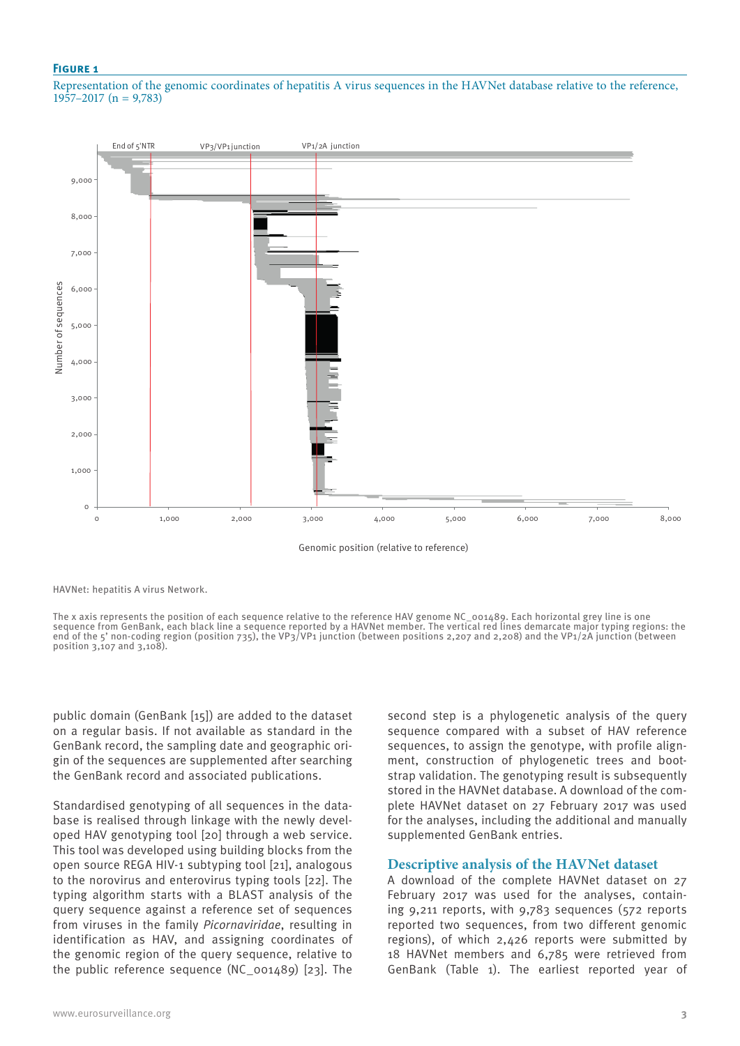**Figure 1**

Representation of the genomic coordinates of hepatitis A virus sequences in the HAVNet database relative to the reference, 1957–2017 (n = 9,783)

HAVNet: hepatitis A virus Network.

The x axis represents the position of each sequence relative to the reference HAV genome NC_001489. Each horizontal grey line is one sequence from GenBank, each black line a sequence reported by a HAVNet member. The vertical red lines demarcate major typing regions: the end of the 5' non-coding region (position 735), the VP3/VP1 junction (between positions 2,207 and 2,208) and the VP1/2A junction (between position 3,107 and 3,108).

public domain (GenBank [15]) are added to the dataset on a regular basis. If not available as standard in the GenBank record, the sampling date and geographic origin of the sequences are supplemented after searching the GenBank record and associated publications.

Standardised genotyping of all sequences in the database is realised through linkage with the newly developed HAV genotyping tool [20] through a web service. This tool was developed using building blocks from the open source REGA HIV-1 subtyping tool [21], analogous to the norovirus and enterovirus typing tools [22]. The typing algorithm starts with a BLAST analysis of the query sequence against a reference set of sequences from viruses in the family *Picornaviridae*, resulting in identification as HAV, and assigning coordinates of the genomic region of the query sequence, relative to the public reference sequence (NC_001489) [23]. The second step is a phylogenetic analysis of the query sequence compared with a subset of HAV reference sequences, to assign the genotype, with profile alignment, construction of phylogenetic trees and bootstrap validation. The genotyping result is subsequently stored in the HAVNet database. A download of the complete HAVNet dataset on 27 February 2017 was used for the analyses, including the additional and manually supplemented GenBank entries.

## Descriptive analysis of the HAVNet dataset

A download of the complete HAVNet dataset on 27 February 2017 was used for the analyses, containing 9,211 reports, with 9,783 sequences (572 reports reported two sequences, from two different genomic regions), of which 2,426 reports were submitted by 18 HAVNet members and 6,785 were retrieved from GenBank (Table 1). The earliest reported year of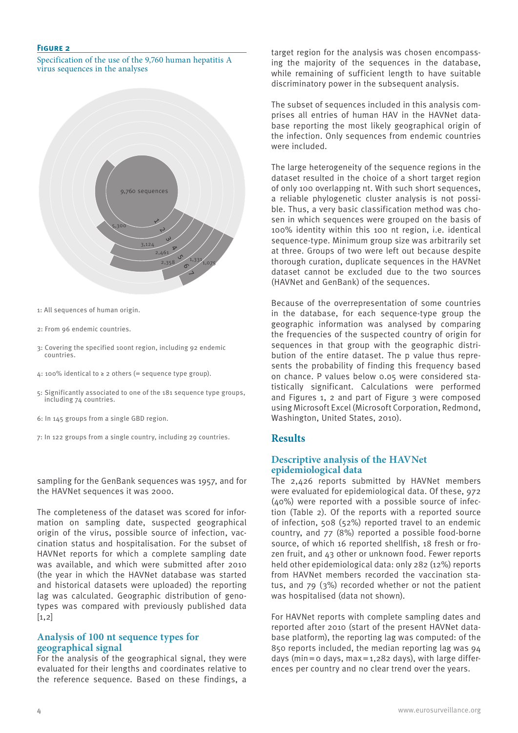**Figure 2**

Specification of the use of the 9,760 human hepatitis A virus sequences in the analyses

9,760 sequences

5,300

3,124

2,461

2,358

1,331

1,075

1: All sequences of human origin.

2: From 96 endemic countries.

3: Covering the specified 100nt region, including 92 endemic countries.

4: 100% identical to ≥ 2 others (= sequence type group).

5: Significantly associated to one of the 181 sequence type groups, including 74 countries.

6: In 145 groups from a single GBD region.

7: In 122 groups from a single country, including 29 countries.

sampling for the GenBank sequences was 1957, and for the HAVNet sequences it was 2000.

The completeness of the dataset was scored for information on sampling date, suspected geographical origin of the virus, possible source of infection, vaccination status and hospitalisation. For the subset of HAVNet reports for which a complete sampling date was available, and which were submitted after 2010 (the year in which the HAVNet database was started and historical datasets were uploaded) the reporting lag was calculated. Geographic distribution of genotypes was compared with previously published data [1,2]

## Analysis of 100 nt sequence types for geographical signal

For the analysis of the geographical signal, they were evaluated for their lengths and coordinates relative to the reference sequence. Based on these findings, a target region for the analysis was chosen encompassing the majority of the sequences in the database, while remaining of sufficient length to have suitable discriminatory power in the subsequent analysis.

The subset of sequences included in this analysis comprises all entries of human HAV in the HAVNet database reporting the most likely geographical origin of the infection. Only sequences from endemic countries were included.

The large heterogeneity of the sequence regions in the dataset resulted in the choice of a short target region of only 100 overlapping nt. With such short sequences, a reliable phylogenetic cluster analysis is not possible. Thus, a very basic classification method was chosen in which sequences were grouped on the basis of 100% identity within this 100 nt region, i.e. identical sequence-type. Minimum group size was arbitrarily set at three. Groups of two were left out because despite thorough curation, duplicate sequences in the HAVNet dataset cannot be excluded due to the two sources (HAVNet and GenBank) of the sequences.

Because of the overrepresentation of some countries in the database, for each sequence-type group the geographic information was analysed by comparing the frequencies of the suspected country of origin for sequences in that group with the geographic distribution of the entire dataset. The p value thus represents the probability of finding this frequency based on chance. P values below 0.05 were considered statistically significant. Calculations were performed and Figures 1, 2 and part of Figure 3 were composed using Microsoft Excel (Microsoft Corporation, Redmond, Washington, United States, 2010).

# Results

## Descriptive analysis of the HAVNet epidemiological data

The 2,426 reports submitted by HAVNet members were evaluated for epidemiological data. Of these, 972 (40%) were reported with a possible source of infection (Table 2). Of the reports with a reported source of infection, 508 (52%) reported travel to an endemic country, and 77 (8%) reported a possible food-borne source, of which 16 reported shellfish, 18 fresh or frozen fruit, and 43 other or unknown food. Fewer reports held other epidemiological data: only 282 (12%) reports from HAVNet members recorded the vaccination status, and 79 (3%) recorded whether or not the patient was hospitalised (data not shown).

For HAVNet reports with complete sampling dates and reported after 2010 (start of the present HAVNet database platform), the reporting lag was computed: of the 850 reports included, the median reporting lag was 94 days (min = 0 days, max = 1,282 days), with large differences per country and no clear trend over the years.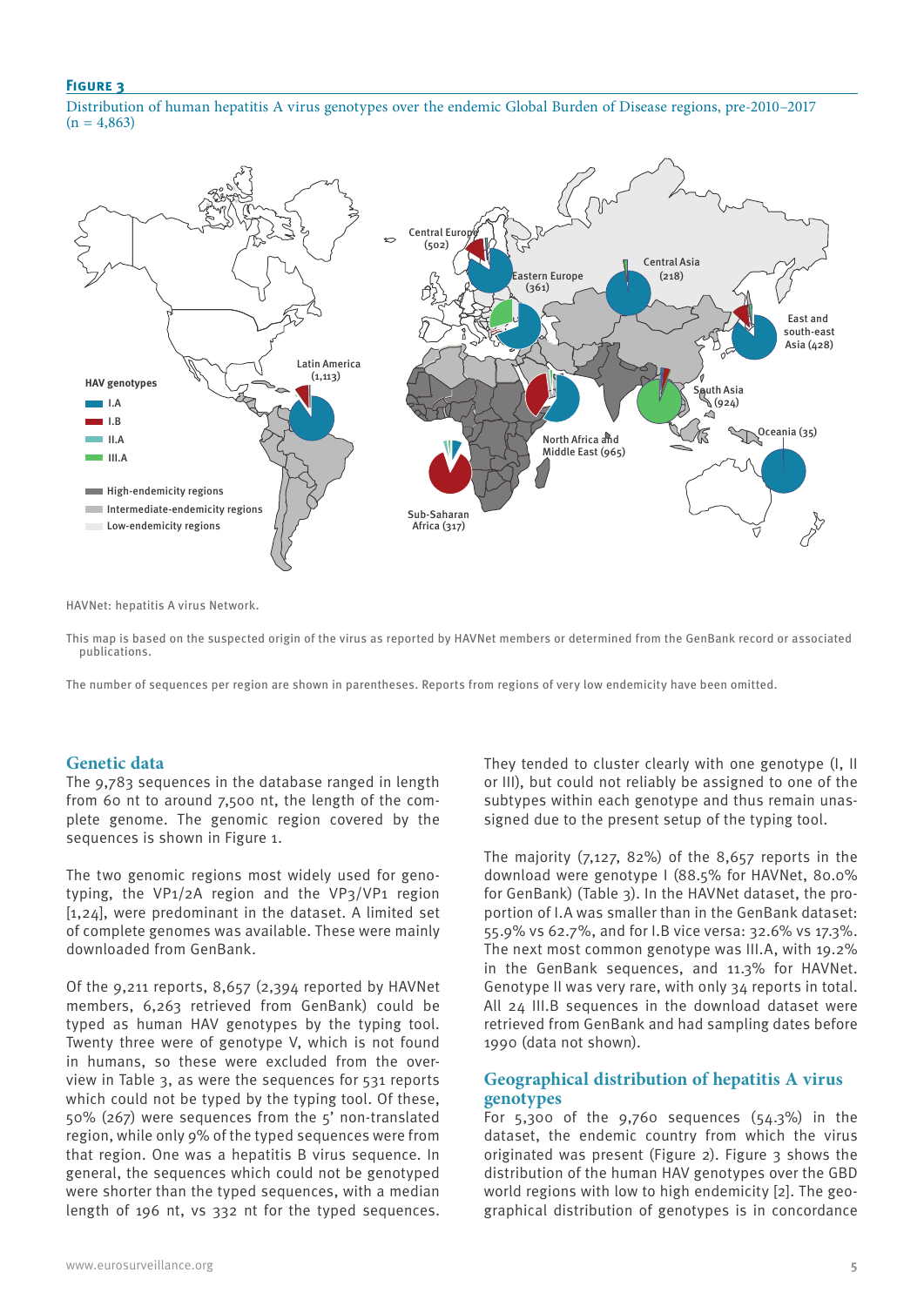**Figure 3**

Distribution of human hepatitis A virus genotypes over the endemic Global Burden of Disease regions, pre-2010–2017 (n = 4,863)

HAVNet: hepatitis A virus Network.

This map is based on the suspected origin of the virus as reported by HAVNet members or determined from the GenBank record or associated publications.

The number of sequences per region are shown in parentheses. Reports from regions of very low endemicity have been omitted.

## Genetic data

The 9,783 sequences in the database ranged in length from 60 nt to around 7,500 nt, the length of the complete genome. The genomic region covered by the sequences is shown in Figure 1.

The two genomic regions most widely used for genotyping, the VP1/2A region and the VP3/VP1 region [1,24], were predominant in the dataset. A limited set of complete genomes was available. These were mainly downloaded from GenBank.

Of the 9,211 reports, 8,657 (2,394 reported by HAVNet members, 6,263 retrieved from GenBank) could be typed as human HAV genotypes by the typing tool. Twenty three were of genotype V, which is not found in humans, so these were excluded from the overview in Table 3, as were the sequences for 531 reports which could not be typed by the typing tool. Of these, 50% (267) were sequences from the 5' non-translated region, while only 9% of the typed sequences were from that region. One was a hepatitis B virus sequence. In general, the sequences which could not be genotyped were shorter than the typed sequences, with a median length of 196 nt, vs 332 nt for the typed sequences. They tended to cluster clearly with one genotype (I, II or III), but could not reliably be assigned to one of the subtypes within each genotype and thus remain unassigned due to the present setup of the typing tool.

The majority (7,127, 82%) of the 8,657 reports in the download were genotype I (88.5% for HAVNet, 80.0% for GenBank) (Table 3). In the HAVNet dataset, the proportion of I.A was smaller than in the GenBank dataset: 55.9% vs 62.7%, and for I.B vice versa: 32.6% vs 17.3%. The next most common genotype was III.A, with 19.2% in the GenBank sequences, and 11.3% for HAVNet. Genotype II was very rare, with only 34 reports in total. All 24 III.B sequences in the download dataset were retrieved from GenBank and had sampling dates before 1990 (data not shown).

## Geographical distribution of hepatitis A virus genotypes

For 5,300 of the 9,760 sequences (54.3%) in the dataset, the endemic country from which the virus originated was present (Figure 2). Figure 3 shows the distribution of the human HAV genotypes over the GBD world regions with low to high endemicity [2]. The geographical distribution of genotypes is in concordance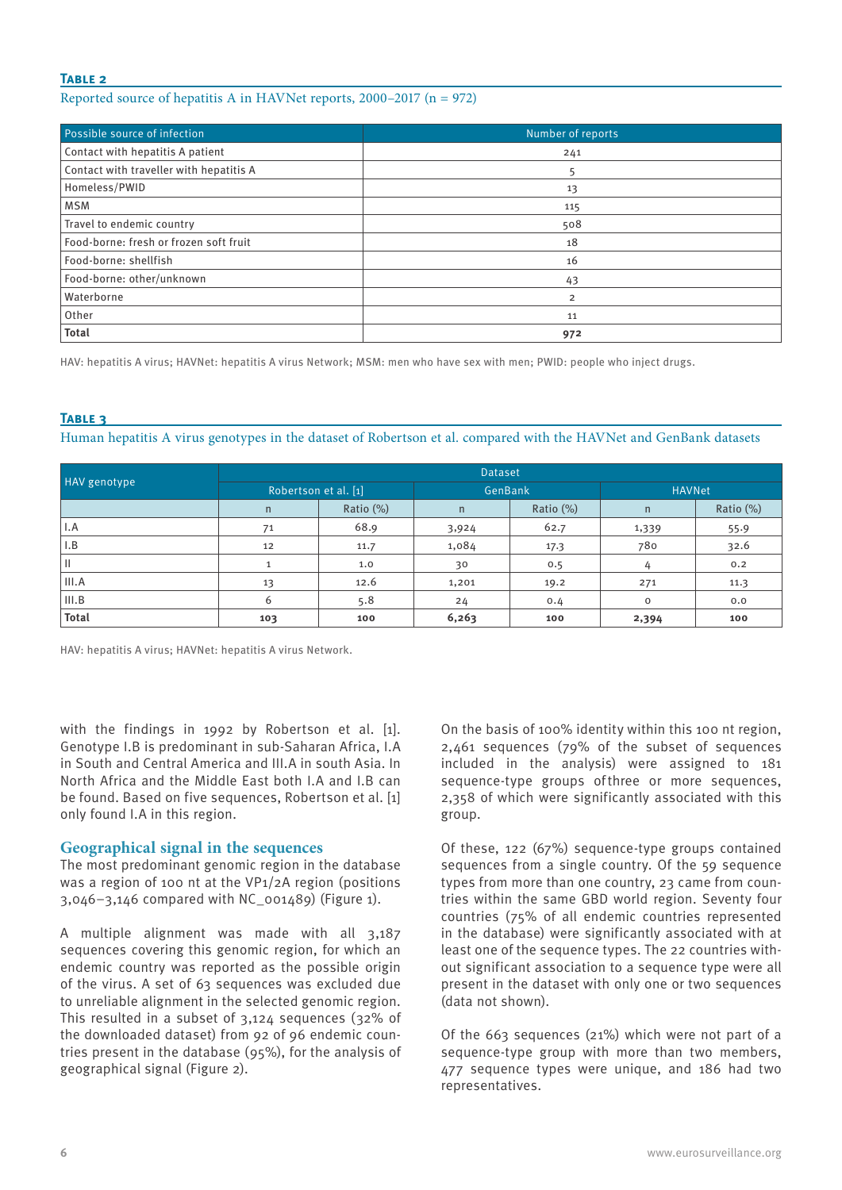**Table 2**

Reported source of hepatitis A in HAVNet reports, 2000–2017 (n = 972)

| Possible source of infection | Number of reports |
|---|---|
| Contact with hepatitis A patient | 241 |
| Contact with traveller with hepatitis A | 5 |
| Homeless/PWID | 13 |
| MSM | 115 |
| Travel to endemic country | 508 |
| Food-borne: fresh or frozen soft fruit | 18 |
| Food-borne: shellfish | 16 |
| Food-borne: other/unknown | 43 |
| Waterborne | 2 |
| Other | 11 |
| **Total** | **972** |

HAV: hepatitis A virus; HAVNet: hepatitis A virus Network; MSM: men who have sex with men; PWID: people who inject drugs.

**Table 3**

Human hepatitis A virus genotypes in the dataset of Robertson et al. compared with the HAVNet and GenBank datasets

| HAV genotype | Dataset | | | | | |
|---|---|---|---|---|---|---|
| | Robertson et al. [1] | | GenBank | | HAVNet | |
| | n | Ratio (%) | n | Ratio (%) | n | Ratio (%) |
| I.A | 71 | 68.9 | 3,924 | 62.7 | 1,339 | 55.9 |
| I.B | 12 | 11.7 | 1,084 | 17.3 | 780 | 32.6 |
| II | 1 | 1.0 | 30 | 0.5 | 4 | 0.2 |
| III.A | 13 | 12.6 | 1,201 | 19.2 | 271 | 11.3 |
| III.B | 6 | 5.8 | 24 | 0.4 | 0 | 0.0 |
| **Total** | **103** | **100** | **6,263** | **100** | **2,394** | **100** |

HAV: hepatitis A virus; HAVNet: hepatitis A virus Network.

with the findings in 1992 by Robertson et al. [1]. Genotype I.B is predominant in sub-Saharan Africa, I.A in South and Central America and III.A in south Asia. In North Africa and the Middle East both I.A and I.B can be found. Based on five sequences, Robertson et al. [1] only found I.A in this region.

## Geographical signal in the sequences

The most predominant genomic region in the database was a region of 100 nt at the VP1/2A region (positions 3,046–3,146 compared with NC_001489) (Figure 1).

A multiple alignment was made with all 3,187 sequences covering this genomic region, for which an endemic country was reported as the possible origin of the virus. A set of 63 sequences was excluded due to unreliable alignment in the selected genomic region. This resulted in a subset of 3,124 sequences (32% of the downloaded dataset) from 92 of 96 endemic countries present in the database (95%), for the analysis of geographical signal (Figure 2).

On the basis of 100% identity within this 100 nt region, 2,461 sequences (79% of the subset of sequences included in the analysis) were assigned to 181 sequence-type groups of three or more sequences, 2,358 of which were significantly associated with this group.

Of these, 122 (67%) sequence-type groups contained sequences from a single country. Of the 59 sequence types from more than one country, 23 came from countries within the same GBD world region. Seventy four countries (75% of all endemic countries represented in the database) were significantly associated with at least one of the sequence types. The 22 countries without significant association to a sequence type were all present in the dataset with only one or two sequences (data not shown).

Of the 663 sequences (21%) which were not part of a sequence-type group with more than two members, 477 sequence types were unique, and 186 had two representatives.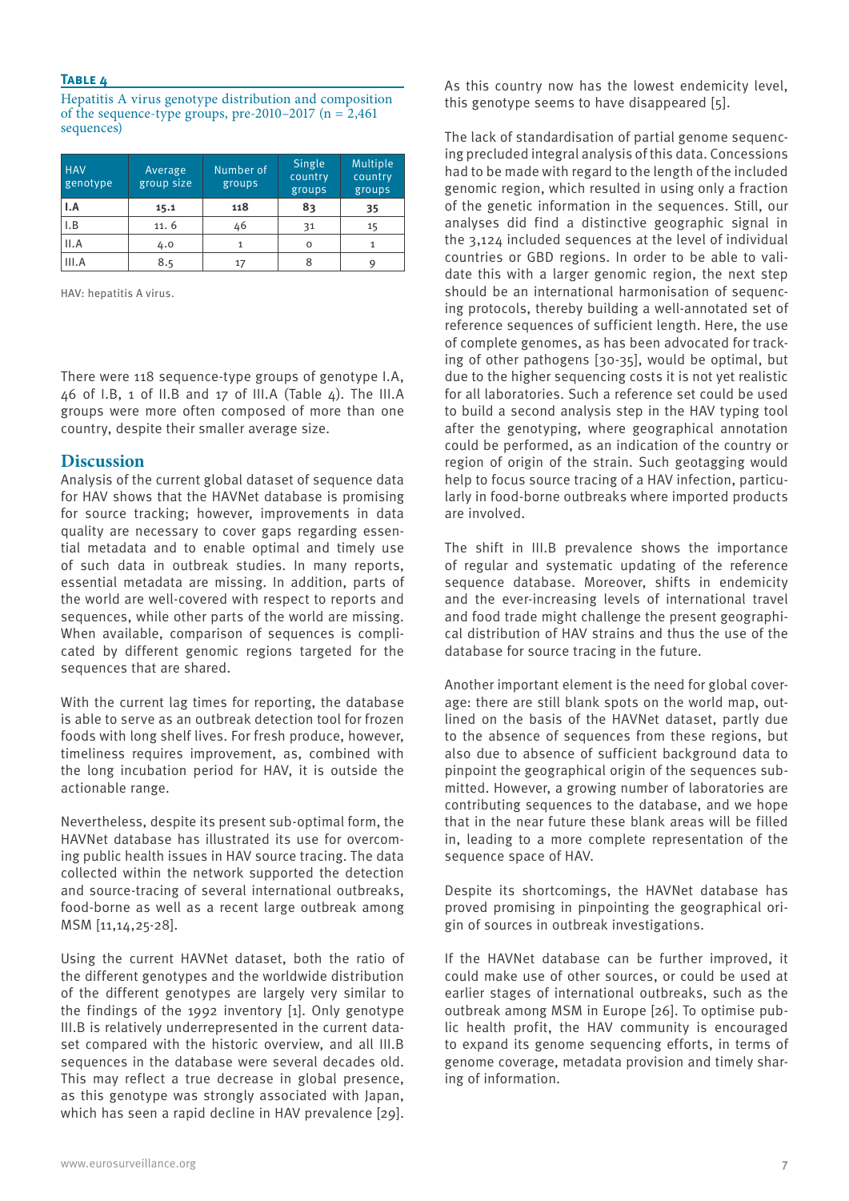**Table 4**

Hepatitis A virus genotype distribution and composition of the sequence-type groups, pre-2010–2017 (n = 2,461 sequences)

| HAV genotype | Average group size | Number of groups | Single country groups | Multiple country groups |
|---|---|---|---|---|
| **I.A** | **15.1** | **118** | **83** | **35** |
| I.B | 11. 6 | 46 | 31 | 15 |
| II.A | 4.0 | 1 | 0 | 1 |
| III.A | 8.5 | 17 | 8 | 9 |

HAV: hepatitis A virus.

There were 118 sequence-type groups of genotype I.A, 46 of I.B, 1 of II.B and 17 of III.A (Table 4). The III.A groups were more often composed of more than one country, despite their smaller average size.

## Discussion

Analysis of the current global dataset of sequence data for HAV shows that the HAVNet database is promising for source tracking; however, improvements in data quality are necessary to cover gaps regarding essential metadata and to enable optimal and timely use of such data in outbreak studies. In many reports, essential metadata are missing. In addition, parts of the world are well-covered with respect to reports and sequences, while other parts of the world are missing. When available, comparison of sequences is complicated by different genomic regions targeted for the sequences that are shared.

With the current lag times for reporting, the database is able to serve as an outbreak detection tool for frozen foods with long shelf lives. For fresh produce, however, timeliness requires improvement, as, combined with the long incubation period for HAV, it is outside the actionable range.

Nevertheless, despite its present sub-optimal form, the HAVNet database has illustrated its use for overcoming public health issues in HAV source tracing. The data collected within the network supported the detection and source-tracing of several international outbreaks, food-borne as well as a recent large outbreak among MSM [11,14,25-28].

Using the current HAVNet dataset, both the ratio of the different genotypes and the worldwide distribution of the different genotypes are largely very similar to the findings of the 1992 inventory [1]. Only genotype III.B is relatively underrepresented in the current dataset compared with the historic overview, and all III.B sequences in the database were several decades old. This may reflect a true decrease in global presence, as this genotype was strongly associated with Japan, which has seen a rapid decline in HAV prevalence [29]. As this country now has the lowest endemicity level, this genotype seems to have disappeared [5].

The lack of standardisation of partial genome sequencing precluded integral analysis of this data. Concessions had to be made with regard to the length of the included genomic region, which resulted in using only a fraction of the genetic information in the sequences. Still, our analyses did find a distinctive geographic signal in the 3,124 included sequences at the level of individual countries or GBD regions. In order to be able to validate this with a larger genomic region, the next step should be an international harmonisation of sequencing protocols, thereby building a well-annotated set of reference sequences of sufficient length. Here, the use of complete genomes, as has been advocated for tracking of other pathogens [30-35], would be optimal, but due to the higher sequencing costs it is not yet realistic for all laboratories. Such a reference set could be used to build a second analysis step in the HAV typing tool after the genotyping, where geographical annotation could be performed, as an indication of the country or region of origin of the strain. Such geotagging would help to focus source tracing of a HAV infection, particularly in food-borne outbreaks where imported products are involved.

The shift in III.B prevalence shows the importance of regular and systematic updating of the reference sequence database. Moreover, shifts in endemicity and the ever-increasing levels of international travel and food trade might challenge the present geographical distribution of HAV strains and thus the use of the database for source tracing in the future.

Another important element is the need for global coverage: there are still blank spots on the world map, outlined on the basis of the HAVNet dataset, partly due to the absence of sequences from these regions, but also due to absence of sufficient background data to pinpoint the geographical origin of the sequences submitted. However, a growing number of laboratories are contributing sequences to the database, and we hope that in the near future these blank areas will be filled in, leading to a more complete representation of the sequence space of HAV.

Despite its shortcomings, the HAVNet database has proved promising in pinpointing the geographical origin of sources in outbreak investigations.

If the HAVNet database can be further improved, it could make use of other sources, or could be used at earlier stages of international outbreaks, such as the outbreak among MSM in Europe [26]. To optimise public health profit, the HAV community is encouraged to expand its genome sequencing efforts, in terms of genome coverage, metadata provision and timely sharing of information.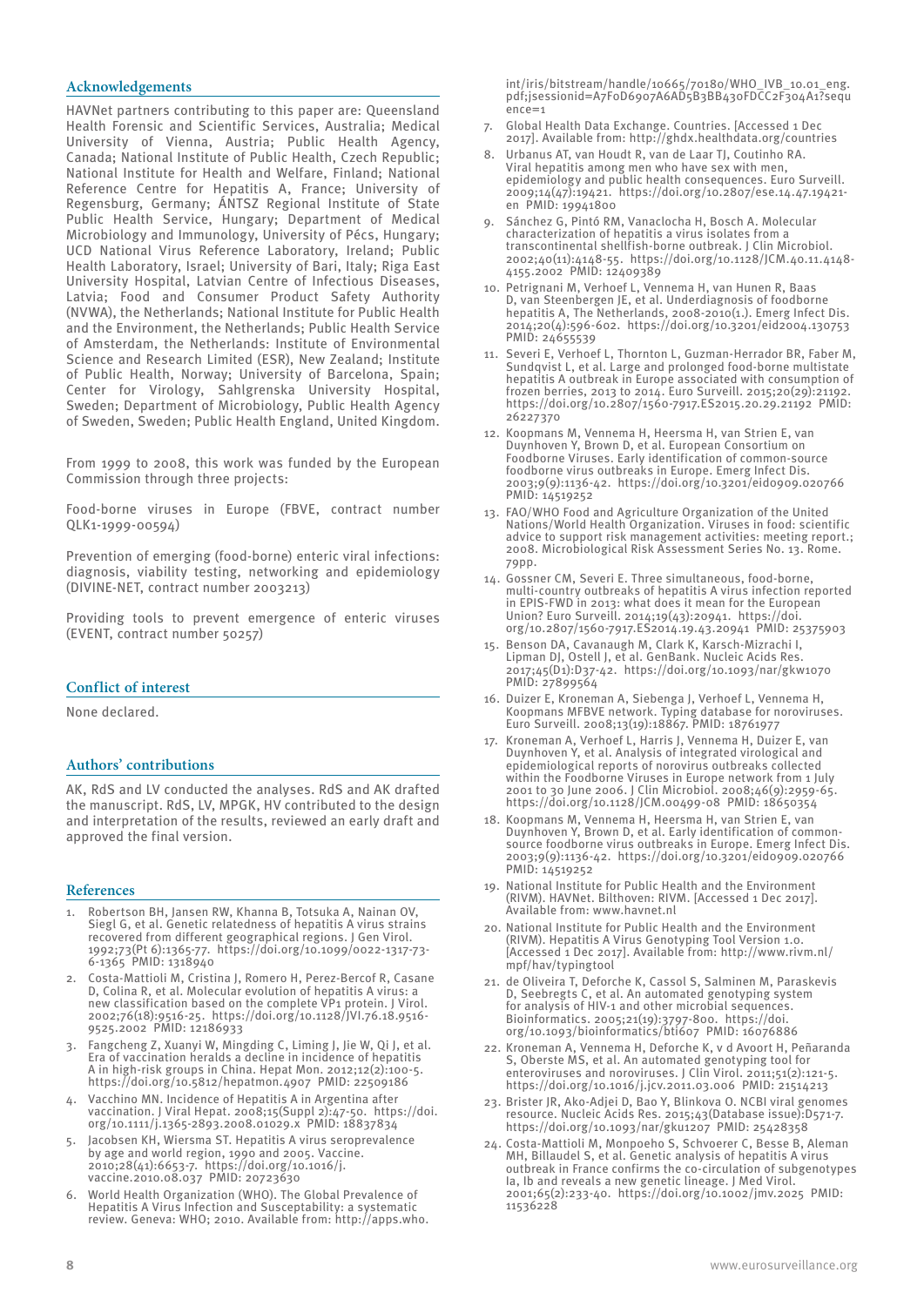## Acknowledgements

HAVNet partners contributing to this paper are: Queensland Health Forensic and Scientific Services, Australia; Medical University of Vienna, Austria; Public Health Agency, Canada; National Institute of Public Health, Czech Republic; National Institute for Health and Welfare, Finland; National Reference Centre for Hepatitis A, France; University of Regensburg, Germany; ÁNTSZ Regional Institute of State Public Health Service, Hungary; Department of Medical Microbiology and Immunology, University of Pécs, Hungary; UCD National Virus Reference Laboratory, Ireland; Public Health Laboratory, Israel; University of Bari, Italy; Riga East University Hospital, Latvian Centre of Infectious Diseases, Latvia; Food and Consumer Product Safety Authority (NVWA), the Netherlands; National Institute for Public Health and the Environment, the Netherlands; Public Health Service of Amsterdam, the Netherlands: Institute of Environmental Science and Research Limited (ESR), New Zealand; Institute of Public Health, Norway; University of Barcelona, Spain; Center for Virology, Sahlgrenska University Hospital, Sweden; Department of Microbiology, Public Health Agency of Sweden, Sweden; Public Health England, United Kingdom.

From 1999 to 2008, this work was funded by the European Commission through three projects:

Food-borne viruses in Europe (FBVE, contract number QLK1-1999-00594)

Prevention of emerging (food-borne) enteric viral infections: diagnosis, viability testing, networking and epidemiology (DIVINE-NET, contract number 2003213)

Providing tools to prevent emergence of enteric viruses (EVENT, contract number 50257)

## Conflict of interest

None declared.

## Authors' contributions

AK, RdS and LV conducted the analyses. RdS and AK drafted the manuscript. RdS, LV, MPGK, HV contributed to the design and interpretation of the results, reviewed an early draft and approved the final version.

## References

1. Robertson BH, Jansen RW, Khanna B, Totsuka A, Nainan OV, Siegl G, et al. Genetic relatedness of hepatitis A virus strains recovered from different geographical regions. J Gen Virol. 1992;73(Pt 6):1365-77. https://doi.org/10.1099/0022-1317-73-6-1365 PMID: 1318940
2. Costa-Mattioli M, Cristina J, Romero H, Perez-Bercof R, Casane D, Colina R, et al. Molecular evolution of hepatitis A virus: a new classification based on the complete VP1 protein. J Virol. 2002;76(18):9516-25. https://doi.org/10.1128/JVI.76.18.9516-9525.2002 PMID: 12186933
3. Fangcheng Z, Xuanyi W, Mingding C, Liming J, Jie W, Qi J, et al. Era of vaccination heralds a decline in incidence of hepatitis A in high-risk groups in China. Hepat Mon. 2012;12(2):100-5. https://doi.org/10.5812/hepatmon.4907 PMID: 22509186
4. Vacchino MN. Incidence of Hepatitis A in Argentina after vaccination. J Viral Hepat. 2008;15(Suppl 2):47-50. https://doi.org/10.1111/j.1365-2893.2008.01029.x PMID: 18837834
5. Jacobsen KH, Wiersma ST. Hepatitis A virus seroprevalence by age and world region, 1990 and 2005. Vaccine. 2010;28(41):6653-7. https://doi.org/10.1016/j.vaccine.2010.08.037 PMID: 20723630
6. World Health Organization (WHO). The Global Prevalence of Hepatitis A Virus Infection and Susceptibility: a systematic review. Geneva: WHO; 2010. Available from: http://apps.who.int/iris/bitstream/handle/10665/70180/WHO_IVB_10.01_eng.pdf;jsessionid=A7F0D6907A6AD5B3BB430FDCC2F304A1?sequence=1
7. Global Health Data Exchange. Countries. [Accessed 1 Dec 2017]. Available from: http://ghdx.healthdata.org/countries
8. Urbanus AT, van Houdt R, van de Laar TJ, Coutinho RA. Viral hepatitis among men who have sex with men, epidemiology and public health consequences. Euro Surveill. 2009;14(47):19421. https://doi.org/10.2807/ese.14.47.19421-en PMID: 19941800
9. Sánchez G, Pintó RM, Vanaclocha H, Bosch A. Molecular characterization of hepatitis a virus isolates from a transcontinental shellfish-borne outbreak. J Clin Microbiol. 2002;40(11):4148-55. https://doi.org/10.1128/JCM.40.11.4148-4155.2002 PMID: 12409389
10. Petrignani M, Verhoef L, Vennema H, van Hunen R, Baas D, van Steenbergen JE, et al. Underdiagnosis of foodborne hepatitis A, The Netherlands, 2008-2010(1.). Emerg Infect Dis. 2014;20(4):596-602. https://doi.org/10.3201/eid2004.130753 PMID: 24655539
11. Severi E, Verhoef L, Thornton L, Guzman-Herrador BR, Faber M, Sundqvist L, et al. Large and prolonged food-borne multistate hepatitis A outbreak in Europe associated with consumption of frozen berries, 2013 to 2014. Euro Surveill. 2015;20(29):21192. https://doi.org/10.2807/1560-7917.ES2015.20.29.21192 PMID: 26227370
12. Koopmans M, Vennema H, Heersma H, van Strien E, van Duynhoven Y, Brown D, et al. European Consortium on Foodborne Viruses. Early identification of common-source foodborne virus outbreaks in Europe. Emerg Infect Dis. 2003;9(9):1136-42. https://doi.org/10.3201/eid0909.020766 PMID: 14519252
13. FAO/WHO Food and Agriculture Organization of the United Nations/World Health Organization. Viruses in food: scientific advice to support risk management activities: meeting report.; 2008. Microbiological Risk Assessment Series No. 13. Rome. 79pp.
14. Gossner CM, Severi E. Three simultaneous, food-borne, multi-country outbreaks of hepatitis A virus infection reported in EPIS-FWD in 2013: what does it mean for the European Union? Euro Surveill. 2014;19(43):20941. https://doi.org/10.2807/1560-7917.ES2014.19.43.20941 PMID: 25375903
15. Benson DA, Cavanaugh M, Clark K, Karsch-Mizrachi I, Lipman DJ, Ostell J, et al. GenBank. Nucleic Acids Res. 2017;45(D1):D37-42. https://doi.org/10.1093/nar/gkw1070 PMID: 27899564
16. Duizer E, Kroneman A, Siebenga J, Verhoef L, Vennema H, Koopmans MFBVE network. Typing database for noroviruses. Euro Surveill. 2008;13(19):18867. PMID: 18761977
17. Kroneman A, Verhoef L, Harris J, Vennema H, Duizer E, van Duynhoven Y, et al. Analysis of integrated virological and epidemiological reports of norovirus outbreaks collected within the Foodborne Viruses in Europe network from 1 July 2001 to 30 June 2006. J Clin Microbiol. 2008;46(9):2959-65. https://doi.org/10.1128/JCM.00499-08 PMID: 18650354
18. Koopmans M, Vennema H, Heersma H, van Strien E, van Duynhoven Y, Brown D, et al. Early identification of common-source foodborne virus outbreaks in Europe. Emerg Infect Dis. 2003;9(9):1136-42. https://doi.org/10.3201/eid0909.020766 PMID: 14519252
19. National Institute for Public Health and the Environment (RIVM). HAVNet. Bilthoven: RIVM. [Accessed 1 Dec 2017]. Available from: www.havnet.nl
20. National Institute for Public Health and the Environment (RIVM). Hepatitis A Virus Genotyping Tool Version 1.0. [Accessed 1 Dec 2017]. Available from: http://www.rivm.nl/mpf/hav/typingtool
21. de Oliveira T, Deforche K, Cassol S, Salminen M, Paraskevis D, Seebregts C, et al. An automated genotyping system for analysis of HIV-1 and other microbial sequences. Bioinformatics. 2005;21(19):3797-800. https://doi.org/10.1093/bioinformatics/bti607 PMID: 16076886
22. Kroneman A, Vennema H, Deforche K, v d Avoort H, Peñaranda S, Oberste MS, et al. An automated genotyping tool for enteroviruses and noroviruses. J Clin Virol. 2011;51(2):121-5. https://doi.org/10.1016/j.jcv.2011.03.006 PMID: 21514213
23. Brister JR, Ako-Adjei D, Bao Y, Blinkova O. NCBI viral genomes resource. Nucleic Acids Res. 2015;43(Database issue):D571-7. https://doi.org/10.1093/nar/gku1207 PMID: 25428358
24. Costa-Mattioli M, Monpoeho S, Schvoerer C, Besse B, Aleman MH, Billaudel S, et al. Genetic analysis of hepatitis A virus outbreak in France confirms the co-circulation of subgenotypes Ia, Ib and reveals a new genetic lineage. J Med Virol. 2001;65(2):233-40. https://doi.org/10.1002/jmv.2025 PMID: 11536228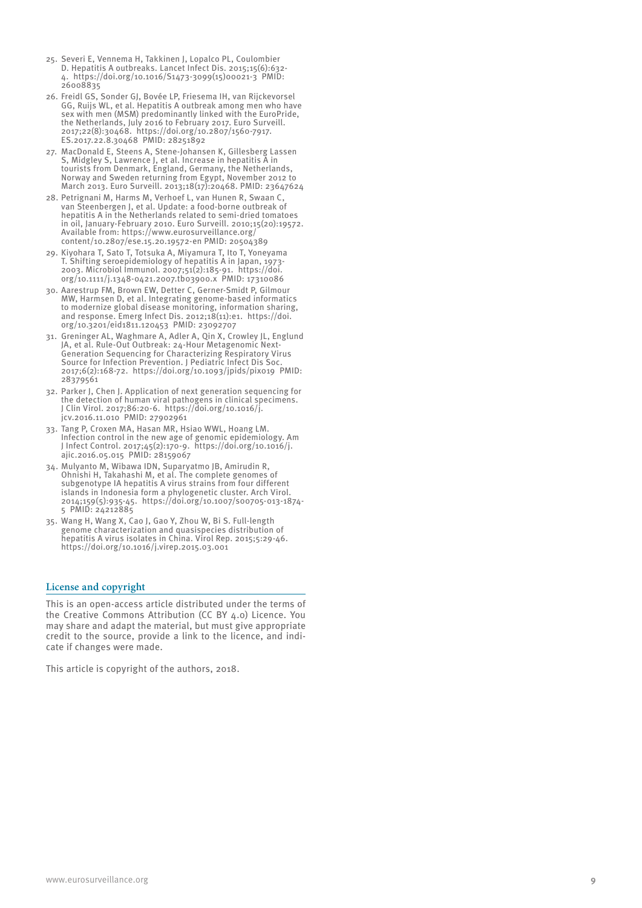25. Severi E, Vennema H, Takkinen J, Lopalco PL, Coulombier D. Hepatitis A outbreaks. Lancet Infect Dis. 2015;15(6):632-4. https://doi.org/10.1016/S1473-3099(15)00021-3 PMID: 26008835

26. Freidl GS, Sonder GJ, Bovée LP, Friesema IH, van Rijckevorsel GG, Ruijs WL, et al. Hepatitis A outbreak among men who have sex with men (MSM) predominantly linked with the EuroPride, the Netherlands, July 2016 to February 2017. Euro Surveill. 2017;22(8):30468. https://doi.org/10.2807/1560-7917.ES.2017.22.8.30468 PMID: 28251892

27. MacDonald E, Steens A, Stene-Johansen K, Gillesberg Lassen S, Midgley S, Lawrence J, et al. Increase in hepatitis A in tourists from Denmark, England, Germany, the Netherlands, Norway and Sweden returning from Egypt, November 2012 to March 2013. Euro Surveill. 2013;18(17):20468. PMID: 23647624

28. Petrignani M, Harms M, Verhoef L, van Hunen R, Swaan C, van Steenbergen J, et al. Update: a food-borne outbreak of hepatitis A in the Netherlands related to semi-dried tomatoes in oil, January-February 2010. Euro Surveill. 2010;15(20):19572. Available from: https://www.eurosurveillance.org/content/10.2807/ese.15.20.19572-en PMID: 20504389

29. Kiyohara T, Sato T, Totsuka A, Miyamura T, Ito T, Yoneyama T. Shifting seroepidemiology of hepatitis A in Japan, 1973-2003. Microbiol Immunol. 2007;51(2):185-91. https://doi.org/10.1111/j.1348-0421.2007.tb03900.x PMID: 17310086

30. Aarestrup FM, Brown EW, Detter C, Gerner-Smidt P, Gilmour MW, Harmsen D, et al. Integrating genome-based informatics to modernize global disease monitoring, information sharing, and response. Emerg Infect Dis. 2012;18(11):e1. https://doi.org/10.3201/eid1811.120453 PMID: 23092707

31. Greninger AL, Waghmare A, Adler A, Qin X, Crowley JL, Englund JA, et al. Rule-Out Outbreak: 24-Hour Metagenomic Next-Generation Sequencing for Characterizing Respiratory Virus Source for Infection Prevention. J Pediatric Infect Dis Soc. 2017;6(2):168-72. https://doi.org/10.1093/jpids/pix019 PMID: 28379561

32. Parker J, Chen J. Application of next generation sequencing for the detection of human viral pathogens in clinical specimens. J Clin Virol. 2017;86:20-6. https://doi.org/10.1016/j.jcv.2016.11.010 PMID: 27902961

33. Tang P, Croxen MA, Hasan MR, Hsiao WWL, Hoang LM. Infection control in the new age of genomic epidemiology. Am J Infect Control. 2017;45(2):170-9. https://doi.org/10.1016/j.ajic.2016.05.015 PMID: 28159067

34. Mulyanto M, Wibawa IDN, Suparyatmo JB, Amirudin R, Ohnishi H, Takahashi M, et al. The complete genomes of subgenotype IA hepatitis A virus strains from four different islands in Indonesia form a phylogenetic cluster. Arch Virol. 2014;159(5):935-45. https://doi.org/10.1007/s00705-013-1874-5 PMID: 24212885

35. Wang H, Wang X, Cao J, Gao Y, Zhou W, Bi S. Full-length genome characterization and quasispecies distribution of hepatitis A virus isolates in China. Virol Rep. 2015;5:29-46. https://doi.org/10.1016/j.virep.2015.03.001

## License and copyright

This is an open-access article distributed under the terms of the Creative Commons Attribution (CC BY 4.0) Licence. You may share and adapt the material, but must give appropriate credit to the source, provide a link to the licence, and indicate if changes were made.

This article is copyright of the authors, 2018.